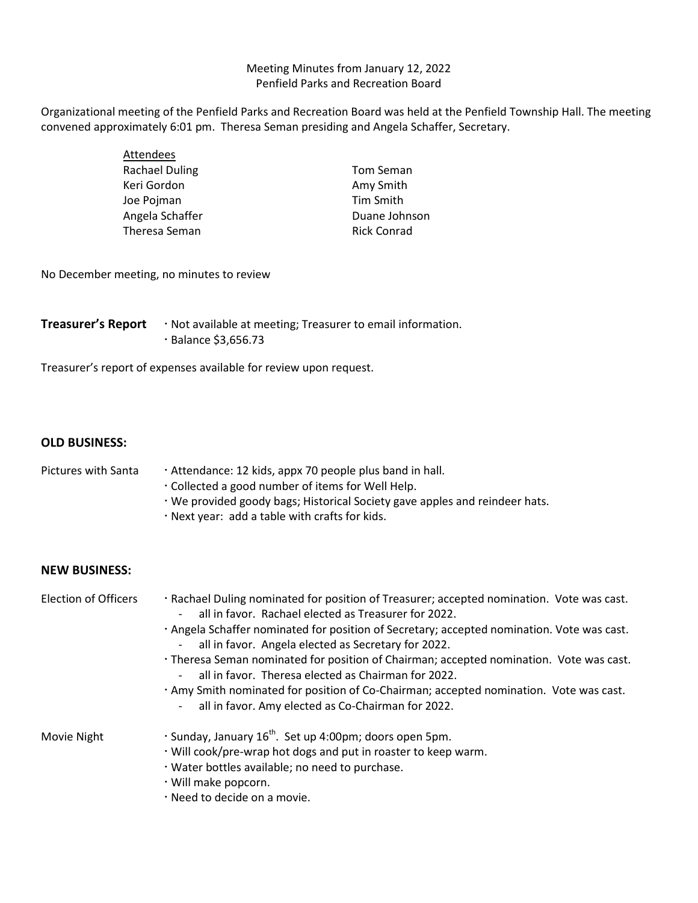Meeting Minutes from January 12, 2022
Penfield Parks and Recreation Board

Organizational meeting of the Penfield Parks and Recreation Board was held at the Penfield Township Hall. The meeting convened approximately 6:01 pm. Theresa Seman presiding and Angela Schaffer, Secretary.

Attendees

| | |
|---|---|
| Rachael Duling | Tom Seman |
| Keri Gordon | Amy Smith |
| Joe Pojman | Tim Smith |
| Angela Schaffer | Duane Johnson |
| Theresa Seman | Rick Conrad |

No December meeting, no minutes to review

**Treasurer's Report**
- Not available at meeting; Treasurer to email information.
- Balance $3,656.73

Treasurer's report of expenses available for review upon request.

**OLD BUSINESS:**

Pictures with Santa
- Attendance: 12 kids, appx 70 people plus band in hall.
- Collected a good number of items for Well Help.
- We provided goody bags; Historical Society gave apples and reindeer hats.
- Next year: add a table with crafts for kids.

**NEW BUSINESS:**

Election of Officers
- Rachael Duling nominated for position of Treasurer; accepted nomination. Vote was cast.
  - all in favor. Rachael elected as Treasurer for 2022.
- Angela Schaffer nominated for position of Secretary; accepted nomination. Vote was cast.
  - all in favor. Angela elected as Secretary for 2022.
- Theresa Seman nominated for position of Chairman; accepted nomination. Vote was cast.
  - all in favor. Theresa elected as Chairman for 2022.
- Amy Smith nominated for position of Co-Chairman; accepted nomination. Vote was cast.
  - all in favor. Amy elected as Co-Chairman for 2022.

Movie Night
- Sunday, January 16th. Set up 4:00pm; doors open 5pm.
- Will cook/pre-wrap hot dogs and put in roaster to keep warm.
- Water bottles available; no need to purchase.
- Will make popcorn.
- Need to decide on a movie.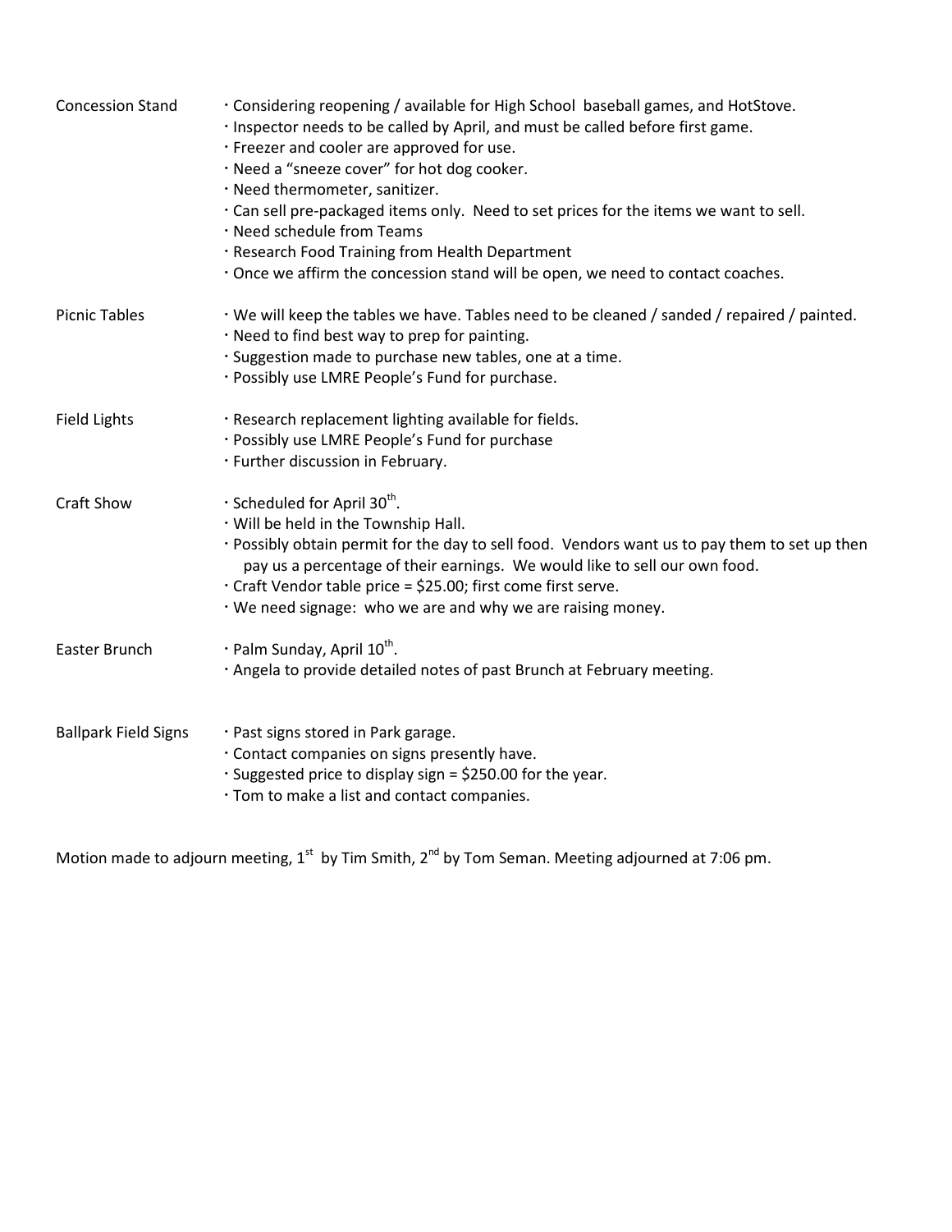| | |
|---|---|
| Concession Stand | · Considering reopening / available for High School baseball games, and HotStove.<br>· Inspector needs to be called by April, and must be called before first game.<br>· Freezer and cooler are approved for use.<br>· Need a "sneeze cover" for hot dog cooker.<br>· Need thermometer, sanitizer.<br>· Can sell pre-packaged items only. Need to set prices for the items we want to sell.<br>· Need schedule from Teams<br>· Research Food Training from Health Department<br>· Once we affirm the concession stand will be open, we need to contact coaches. |
| Picnic Tables | · We will keep the tables we have. Tables need to be cleaned / sanded / repaired / painted.<br>· Need to find best way to prep for painting.<br>· Suggestion made to purchase new tables, one at a time.<br>· Possibly use LMRE People's Fund for purchase. |
| Field Lights | · Research replacement lighting available for fields.<br>· Possibly use LMRE People's Fund for purchase<br>· Further discussion in February. |
| Craft Show | · Scheduled for April 30th.<br>· Will be held in the Township Hall.<br>· Possibly obtain permit for the day to sell food. Vendors want us to pay them to set up then pay us a percentage of their earnings. We would like to sell our own food.<br>· Craft Vendor table price = $25.00; first come first serve.<br>· We need signage: who we are and why we are raising money. |
| Easter Brunch | · Palm Sunday, April 10th.<br>· Angela to provide detailed notes of past Brunch at February meeting. |
| Ballpark Field Signs | · Past signs stored in Park garage.<br>· Contact companies on signs presently have.<br>· Suggested price to display sign = $250.00 for the year.<br>· Tom to make a list and contact companies. |

Motion made to adjourn meeting, 1st by Tim Smith, 2nd by Tom Seman. Meeting adjourned at 7:06 pm.